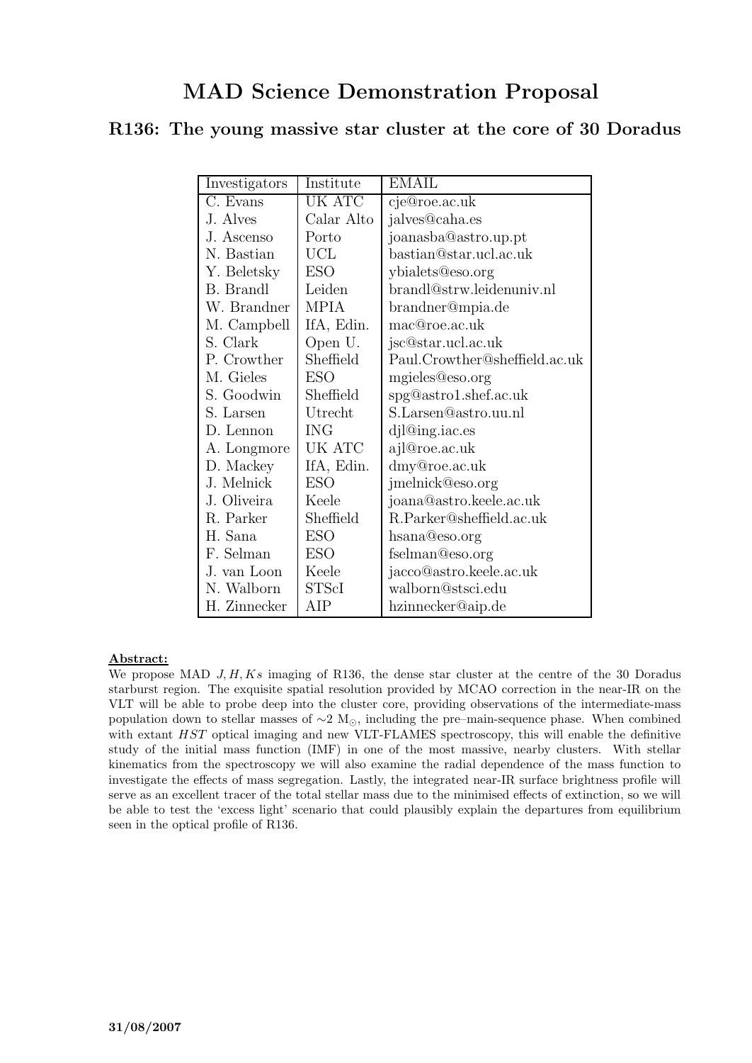# MAD Science Demonstration Proposal

## R136: The young massive star cluster at the core of 30 Doradus

| Investigators | Institute | EMAIL |
| --- | --- | --- |
| C. Evans | UK ATC | cje@roe.ac.uk |
| J. Alves | Calar Alto | jalves@caha.es |
| J. Ascenso | Porto | joanasba@astro.up.pt |
| N. Bastian | UCL | bastian@star.ucl.ac.uk |
| Y. Beletsky | ESO | ybialets@eso.org |
| B. Brandl | Leiden | brandl@strw.leidenuniv.nl |
| W. Brandner | MPIA | brandner@mpia.de |
| M. Campbell | IfA, Edin. | mac@roe.ac.uk |
| S. Clark | Open U. | jsc@star.ucl.ac.uk |
| P. Crowther | Sheffield | Paul.Crowther@sheffield.ac.uk |
| M. Gieles | ESO | mgieles@eso.org |
| S. Goodwin | Sheffield | spg@astro1.shef.ac.uk |
| S. Larsen | Utrecht | S.Larsen@astro.uu.nl |
| D. Lennon | ING | djl@ing.iac.es |
| A. Longmore | UK ATC | ajl@roe.ac.uk |
| D. Mackey | IfA, Edin. | dmy@roe.ac.uk |
| J. Melnick | ESO | jmelnick@eso.org |
| J. Oliveira | Keele | joana@astro.keele.ac.uk |
| R. Parker | Sheffield | R.Parker@sheffield.ac.uk |
| H. Sana | ESO | hsana@eso.org |
| F. Selman | ESO | fselman@eso.org |
| J. van Loon | Keele | jacco@astro.keele.ac.uk |
| N. Walborn | STScI | walborn@stsci.edu |
| H. Zinnecker | AIP | hzinnecker@aip.de |

**Abstract:**

We propose MAD $J, H, Ks$ imaging of R136, the dense star cluster at the centre of the 30 Doradus starburst region. The exquisite spatial resolution provided by MCAO correction in the near-IR on the VLT will be able to probe deep into the cluster core, providing observations of the intermediate-mass population down to stellar masses of $\sim$2 $M_{\odot}$, including the pre–main-sequence phase. When combined with extant *HST* optical imaging and new VLT-FLAMES spectroscopy, this will enable the definitive study of the initial mass function (IMF) in one of the most massive, nearby clusters. With stellar kinematics from the spectroscopy we will also examine the radial dependence of the mass function to investigate the effects of mass segregation. Lastly, the integrated near-IR surface brightness profile will serve as an excellent tracer of the total stellar mass due to the minimised effects of extinction, so we will be able to test the 'excess light' scenario that could plausibly explain the departures from equilibrium seen in the optical profile of R136.

**31/08/2007**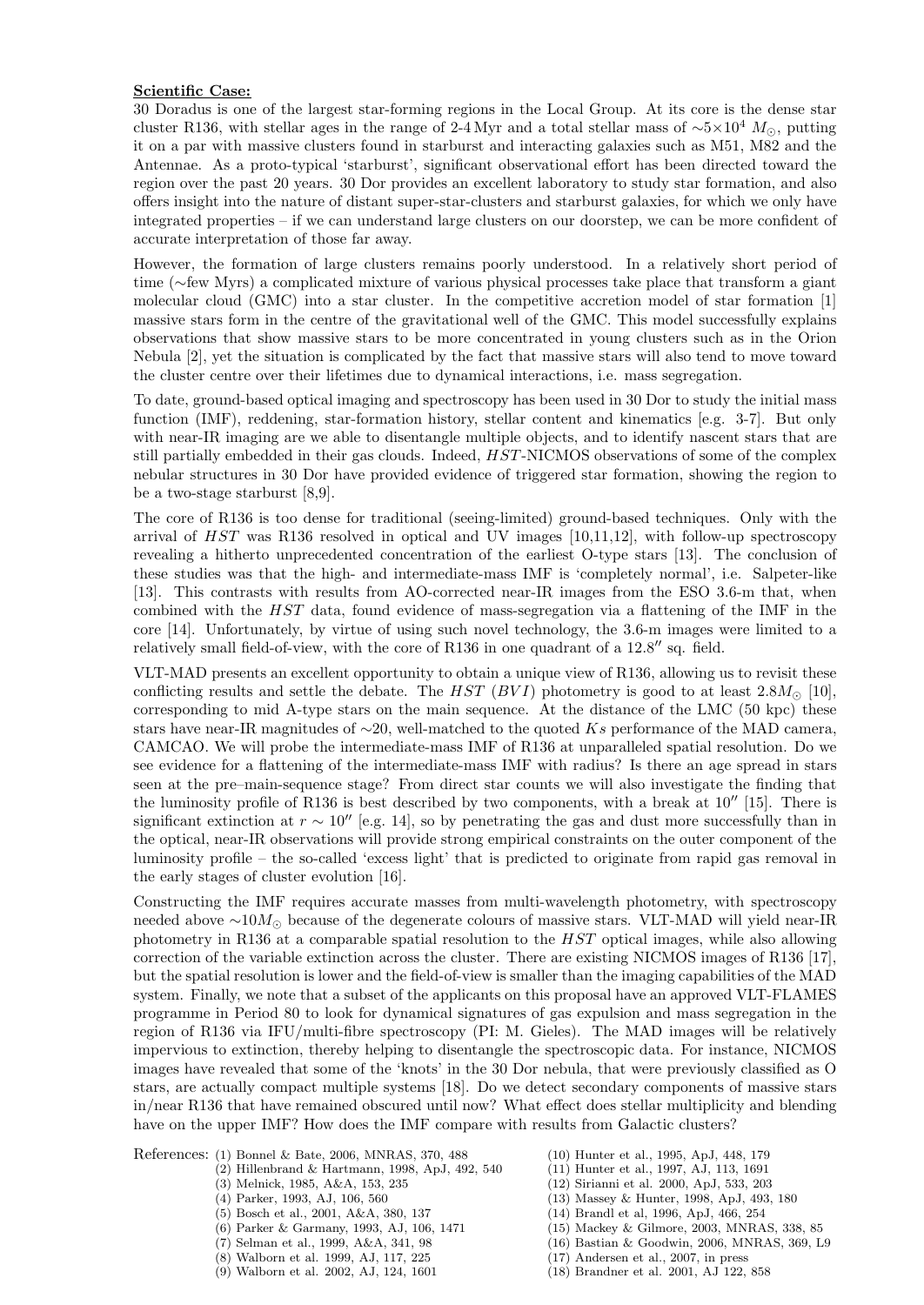**Scientific Case:**

30 Doradus is one of the largest star-forming regions in the Local Group. At its core is the dense star cluster R136, with stellar ages in the range of 2-4 Myr and a total stellar mass of $\sim 5 \times 10^4$ $M_\odot$, putting it on a par with massive clusters found in starburst and interacting galaxies such as M51, M82 and the Antennae. As a proto-typical 'starburst', significant observational effort has been directed toward the region over the past 20 years. 30 Dor provides an excellent laboratory to study star formation, and also offers insight into the nature of distant super-star-clusters and starburst galaxies, for which we only have integrated properties – if we can understand large clusters on our doorstep, we can be more confident of accurate interpretation of those far away.

However, the formation of large clusters remains poorly understood. In a relatively short period of time ($\sim$few Myrs) a complicated mixture of various physical processes take place that transform a giant molecular cloud (GMC) into a star cluster. In the competitive accretion model of star formation [1] massive stars form in the centre of the gravitational well of the GMC. This model successfully explains observations that show massive stars to be more concentrated in young clusters such as in the Orion Nebula [2], yet the situation is complicated by the fact that massive stars will also tend to move toward the cluster centre over their lifetimes due to dynamical interactions, i.e. mass segregation.

To date, ground-based optical imaging and spectroscopy has been used in 30 Dor to study the initial mass function (IMF), reddening, star-formation history, stellar content and kinematics [e.g. 3-7]. But only with near-IR imaging are we able to disentangle multiple objects, and to identify nascent stars that are still partially embedded in their gas clouds. Indeed, *HST*-NICMOS observations of some of the complex nebular structures in 30 Dor have provided evidence of triggered star formation, showing the region to be a two-stage starburst [8,9].

The core of R136 is too dense for traditional (seeing-limited) ground-based techniques. Only with the arrival of *HST* was R136 resolved in optical and UV images [10,11,12], with follow-up spectroscopy revealing a hitherto unprecedented concentration of the earliest O-type stars [13]. The conclusion of these studies was that the high- and intermediate-mass IMF is 'completely normal', i.e. Salpeter-like [13]. This contrasts with results from AO-corrected near-IR images from the ESO 3.6-m that, when combined with the *HST* data, found evidence of mass-segregation via a flattening of the IMF in the core [14]. Unfortunately, by virtue of using such novel technology, the 3.6-m images were limited to a relatively small field-of-view, with the core of R136 in one quadrant of a 12.8″ sq. field.

VLT-MAD presents an excellent opportunity to obtain a unique view of R136, allowing us to revisit these conflicting results and settle the debate. The *HST* (*BVI*) photometry is good to at least $2.8 M_\odot$ [10], corresponding to mid A-type stars on the main sequence. At the distance of the LMC (50 kpc) these stars have near-IR magnitudes of $\sim$20, well-matched to the quoted *Ks* performance of the MAD camera, CAMCAO. We will probe the intermediate-mass IMF of R136 at unparalleled spatial resolution. Do we see evidence for a flattening of the intermediate-mass IMF with radius? Is there an age spread in stars seen at the pre–main-sequence stage? From direct star counts we will also investigate the finding that the luminosity profile of R136 is best described by two components, with a break at 10″ [15]. There is significant extinction at $r \sim 10''$ [e.g. 14], so by penetrating the gas and dust more successfully than in the optical, near-IR observations will provide strong empirical constraints on the outer component of the luminosity profile – the so-called 'excess light' that is predicted to originate from rapid gas removal in the early stages of cluster evolution [16].

Constructing the IMF requires accurate masses from multi-wavelength photometry, with spectroscopy needed above $\sim 10 M_\odot$ because of the degenerate colours of massive stars. VLT-MAD will yield near-IR photometry in R136 at a comparable spatial resolution to the *HST* optical images, while also allowing correction of the variable extinction across the cluster. There are existing NICMOS images of R136 [17], but the spatial resolution is lower and the field-of-view is smaller than the imaging capabilities of the MAD system. Finally, we note that a subset of the applicants on this proposal have an approved VLT-FLAMES programme in Period 80 to look for dynamical signatures of gas expulsion and mass segregation in the region of R136 via IFU/multi-fibre spectroscopy (PI: M. Gieles). The MAD images will be relatively impervious to extinction, thereby helping to disentangle the spectroscopic data. For instance, NICMOS images have revealed that some of the 'knots' in the 30 Dor nebula, that were previously classified as O stars, are actually compact multiple systems [18]. Do we detect secondary components of massive stars in/near R136 that have remained obscured until now? What effect does stellar multiplicity and blending have on the upper IMF? How does the IMF compare with results from Galactic clusters?

References:
- (1) Bonnel & Bate, 2006, MNRAS, 370, 488
- (2) Hillenbrand & Hartmann, 1998, ApJ, 492, 540
- (3) Melnick, 1985, A&A, 153, 235
- (4) Parker, 1993, AJ, 106, 560
- (5) Bosch et al., 2001, A&A, 380, 137
- (6) Parker & Garmany, 1993, AJ, 106, 1471
- (7) Selman et al., 1999, A&A, 341, 98
- (8) Walborn et al. 1999, AJ, 117, 225
- (9) Walborn et al. 2002, AJ, 124, 1601
- (10) Hunter et al., 1995, ApJ, 448, 179
- (11) Hunter et al., 1997, AJ, 113, 1691
- (12) Sirianni et al. 2000, ApJ, 533, 203
- (13) Massey & Hunter, 1998, ApJ, 493, 180
- (14) Brandl et al, 1996, ApJ, 466, 254
- (15) Mackey & Gilmore, 2003, MNRAS, 338, 85
- (16) Bastian & Goodwin, 2006, MNRAS, 369, L9
- (17) Andersen et al., 2007, in press
- (18) Brandner et al. 2001, AJ 122, 858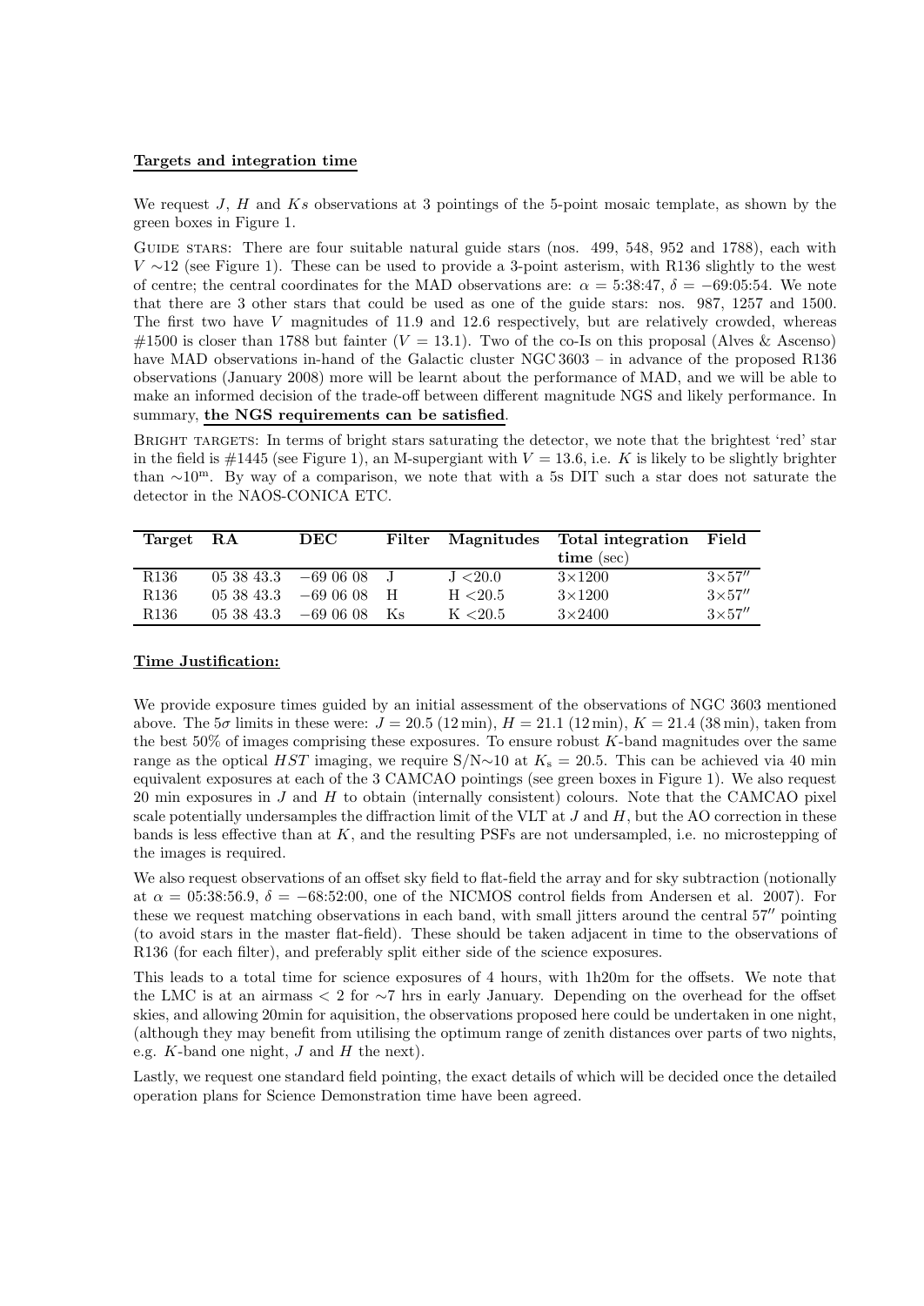**Targets and integration time**

We request $J$, $H$ and $Ks$ observations at 3 pointings of the 5-point mosaic template, as shown by the green boxes in Figure 1.

Guide stars: There are four suitable natural guide stars (nos. 499, 548, 952 and 1788), each with $V \sim 12$ (see Figure 1). These can be used to provide a 3-point asterism, with R136 slightly to the west of centre; the central coordinates for the MAD observations are: $\alpha$ = 5:38:47, $\delta$ = −69:05:54. We note that there are 3 other stars that could be used as one of the guide stars: nos. 987, 1257 and 1500. The first two have $V$ magnitudes of 11.9 and 12.6 respectively, but are relatively crowded, whereas #1500 is closer than 1788 but fainter ($V$ = 13.1). Two of the co-Is on this proposal (Alves & Ascenso) have MAD observations in-hand of the Galactic cluster NGC 3603 – in advance of the proposed R136 observations (January 2008) more will be learnt about the performance of MAD, and we will be able to make an informed decision of the trade-off between different magnitude NGS and likely performance. In summary, **the NGS requirements can be satisfied**.

Bright targets: In terms of bright stars saturating the detector, we note that the brightest 'red' star in the field is #1445 (see Figure 1), an M-supergiant with $V$ = 13.6, i.e. $K$ is likely to be slightly brighter than $\sim 10^{\mathrm{m}}$. By way of a comparison, we note that with a 5s DIT such a star does not saturate the detector in the NAOS-CONICA ETC.

| Target | RA | DEC | Filter | Magnitudes | Total integration time (sec) | Field |
|---|---|---|---|---|---|---|
| R136 | 05 38 43.3 | −69 06 08 | J | J <20.0 | 3×1200 | 3×57″ |
| R136 | 05 38 43.3 | −69 06 08 | H | H <20.5 | 3×1200 | 3×57″ |
| R136 | 05 38 43.3 | −69 06 08 | Ks | K <20.5 | 3×2400 | 3×57″ |

**Time Justification:**

We provide exposure times guided by an initial assessment of the observations of NGC 3603 mentioned above. The $5\sigma$ limits in these were: $J$ = 20.5 (12 min), $H$ = 21.1 (12 min), $K$ = 21.4 (38 min), taken from the best 50% of images comprising these exposures. To ensure robust $K$-band magnitudes over the same range as the optical *HST* imaging, we require S/N∼10 at $K_{\mathrm{s}}$ = 20.5. This can be achieved via 40 min equivalent exposures at each of the 3 CAMCAO pointings (see green boxes in Figure 1). We also request 20 min exposures in $J$ and $H$ to obtain (internally consistent) colours. Note that the CAMCAO pixel scale potentially undersamples the diffraction limit of the VLT at $J$ and $H$, but the AO correction in these bands is less effective than at $K$, and the resulting PSFs are not undersampled, i.e. no microstepping of the images is required.

We also request observations of an offset sky field to flat-field the array and for sky subtraction (notionally at $\alpha$ = 05:38:56.9, $\delta$ = −68:52:00, one of the NICMOS control fields from Andersen et al. 2007). For these we request matching observations in each band, with small jitters around the central 57″ pointing (to avoid stars in the master flat-field). These should be taken adjacent in time to the observations of R136 (for each filter), and preferably split either side of the science exposures.

This leads to a total time for science exposures of 4 hours, with 1h20m for the offsets. We note that the LMC is at an airmass < 2 for ∼7 hrs in early January. Depending on the overhead for the offset skies, and allowing 20min for aquisition, the observations proposed here could be undertaken in one night, (although they may benefit from utilising the optimum range of zenith distances over parts of two nights, e.g. $K$-band one night, $J$ and $H$ the next).

Lastly, we request one standard field pointing, the exact details of which will be decided once the detailed operation plans for Science Demonstration time have been agreed.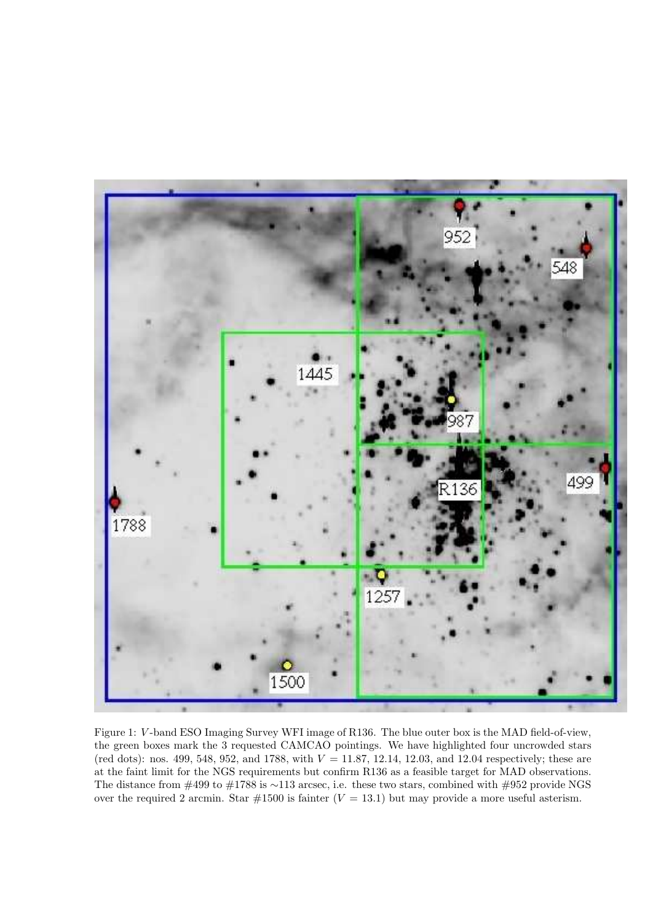952

548

1445

987

499

R136

1788

1257

1500

Figure 1: $V$-band ESO Imaging Survey WFI image of R136. The blue outer box is the MAD field-of-view, the green boxes mark the 3 requested CAMCAO pointings. We have highlighted four uncrowded stars (red dots): nos. 499, 548, 952, and 1788, with $V = 11.87$, 12.14, 12.03, and 12.04 respectively; these are at the faint limit for the NGS requirements but confirm R136 as a feasible target for MAD observations. The distance from #499 to #1788 is ~113 arcsec, i.e. these two stars, combined with #952 provide NGS over the required 2 arcmin. Star #1500 is fainter ($V = 13.1$) but may provide a more useful asterism.